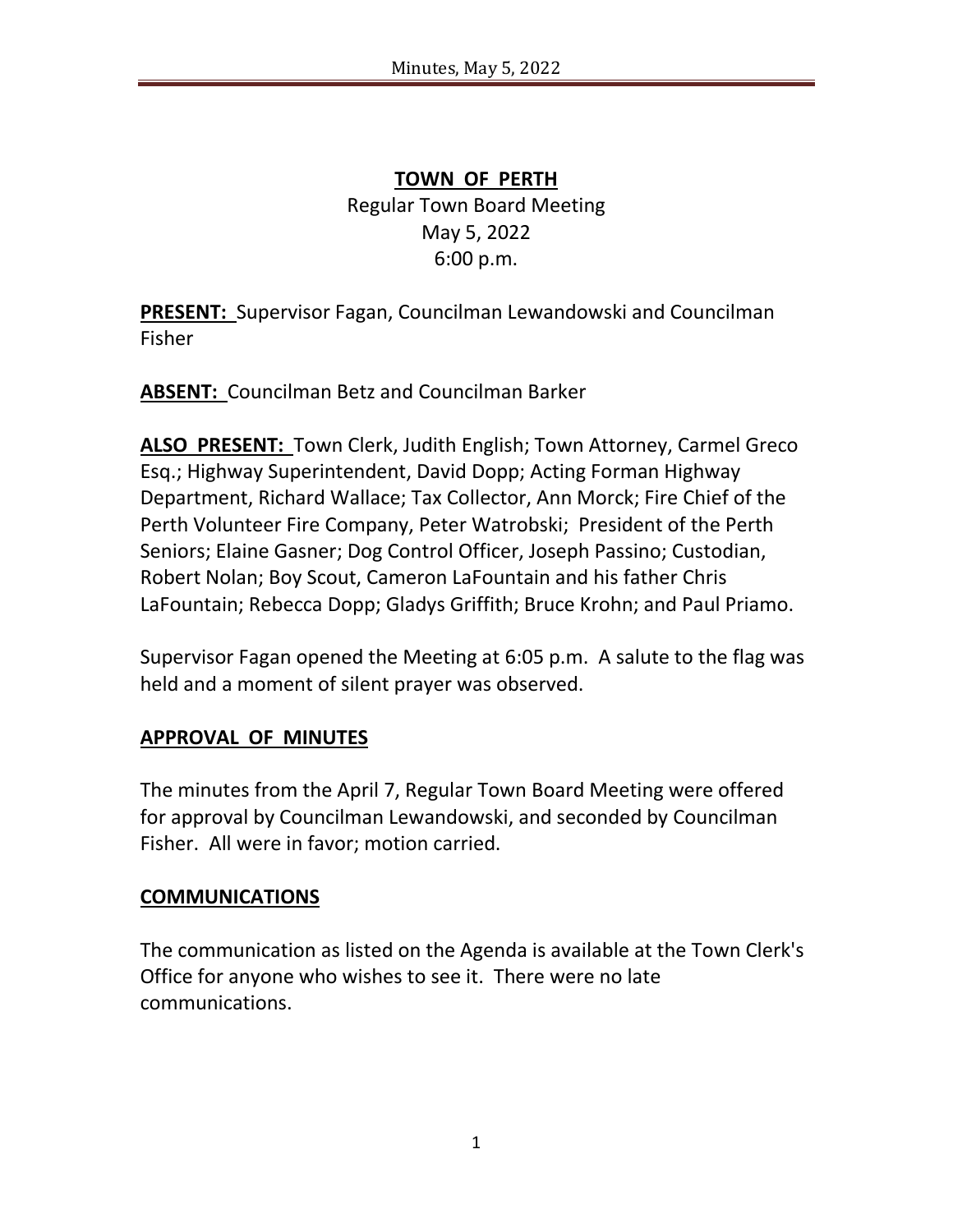# TOWN OF PERTH

Regular Town Board Meeting
May 5, 2022
6:00 p.m.

**PRESENT:** Supervisor Fagan, Councilman Lewandowski and Councilman Fisher

**ABSENT:** Councilman Betz and Councilman Barker

**ALSO PRESENT:** Town Clerk, Judith English; Town Attorney, Carmel Greco Esq.; Highway Superintendent, David Dopp; Acting Forman Highway Department, Richard Wallace; Tax Collector, Ann Morck; Fire Chief of the Perth Volunteer Fire Company, Peter Watrobski; President of the Perth Seniors; Elaine Gasner; Dog Control Officer, Joseph Passino; Custodian, Robert Nolan; Boy Scout, Cameron LaFountain and his father Chris LaFountain; Rebecca Dopp; Gladys Griffith; Bruce Krohn; and Paul Priamo.

Supervisor Fagan opened the Meeting at 6:05 p.m. A salute to the flag was held and a moment of silent prayer was observed.

## APPROVAL OF MINUTES

The minutes from the April 7, Regular Town Board Meeting were offered for approval by Councilman Lewandowski, and seconded by Councilman Fisher. All were in favor; motion carried.

## COMMUNICATIONS

The communication as listed on the Agenda is available at the Town Clerk's Office for anyone who wishes to see it. There were no late communications.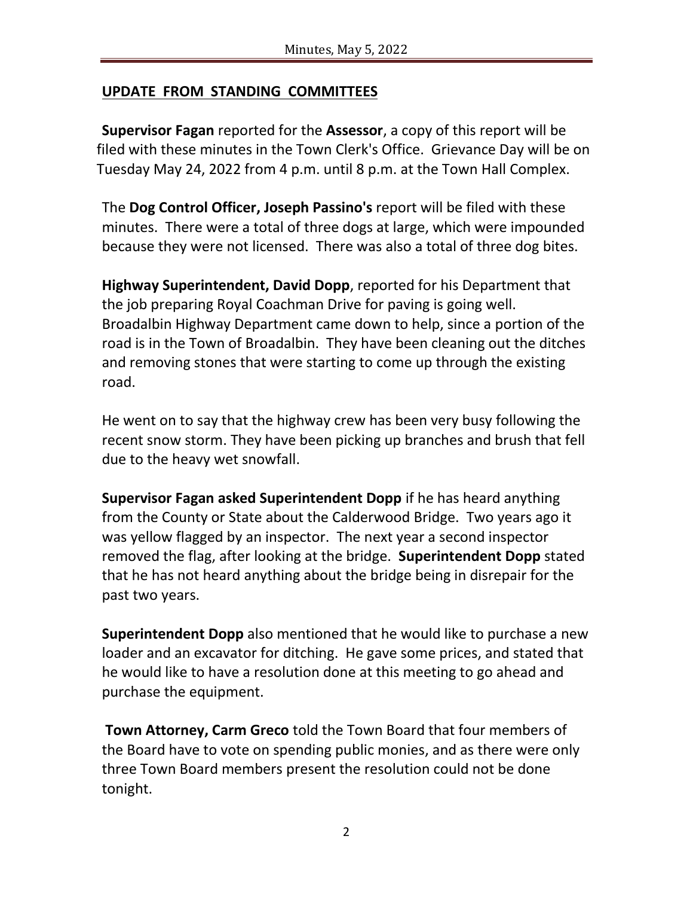## UPDATE FROM STANDING COMMITTEES

**Supervisor Fagan** reported for the **Assessor**, a copy of this report will be filed with these minutes in the Town Clerk's Office. Grievance Day will be on Tuesday May 24, 2022 from 4 p.m. until 8 p.m. at the Town Hall Complex.

The **Dog Control Officer, Joseph Passino's** report will be filed with these minutes. There were a total of three dogs at large, which were impounded because they were not licensed. There was also a total of three dog bites.

**Highway Superintendent, David Dopp**, reported for his Department that the job preparing Royal Coachman Drive for paving is going well. Broadalbin Highway Department came down to help, since a portion of the road is in the Town of Broadalbin. They have been cleaning out the ditches and removing stones that were starting to come up through the existing road.

He went on to say that the highway crew has been very busy following the recent snow storm. They have been picking up branches and brush that fell due to the heavy wet snowfall.

**Supervisor Fagan asked Superintendent Dopp** if he has heard anything from the County or State about the Calderwood Bridge. Two years ago it was yellow flagged by an inspector. The next year a second inspector removed the flag, after looking at the bridge. **Superintendent Dopp** stated that he has not heard anything about the bridge being in disrepair for the past two years.

**Superintendent Dopp** also mentioned that he would like to purchase a new loader and an excavator for ditching. He gave some prices, and stated that he would like to have a resolution done at this meeting to go ahead and purchase the equipment.

**Town Attorney, Carm Greco** told the Town Board that four members of the Board have to vote on spending public monies, and as there were only three Town Board members present the resolution could not be done tonight.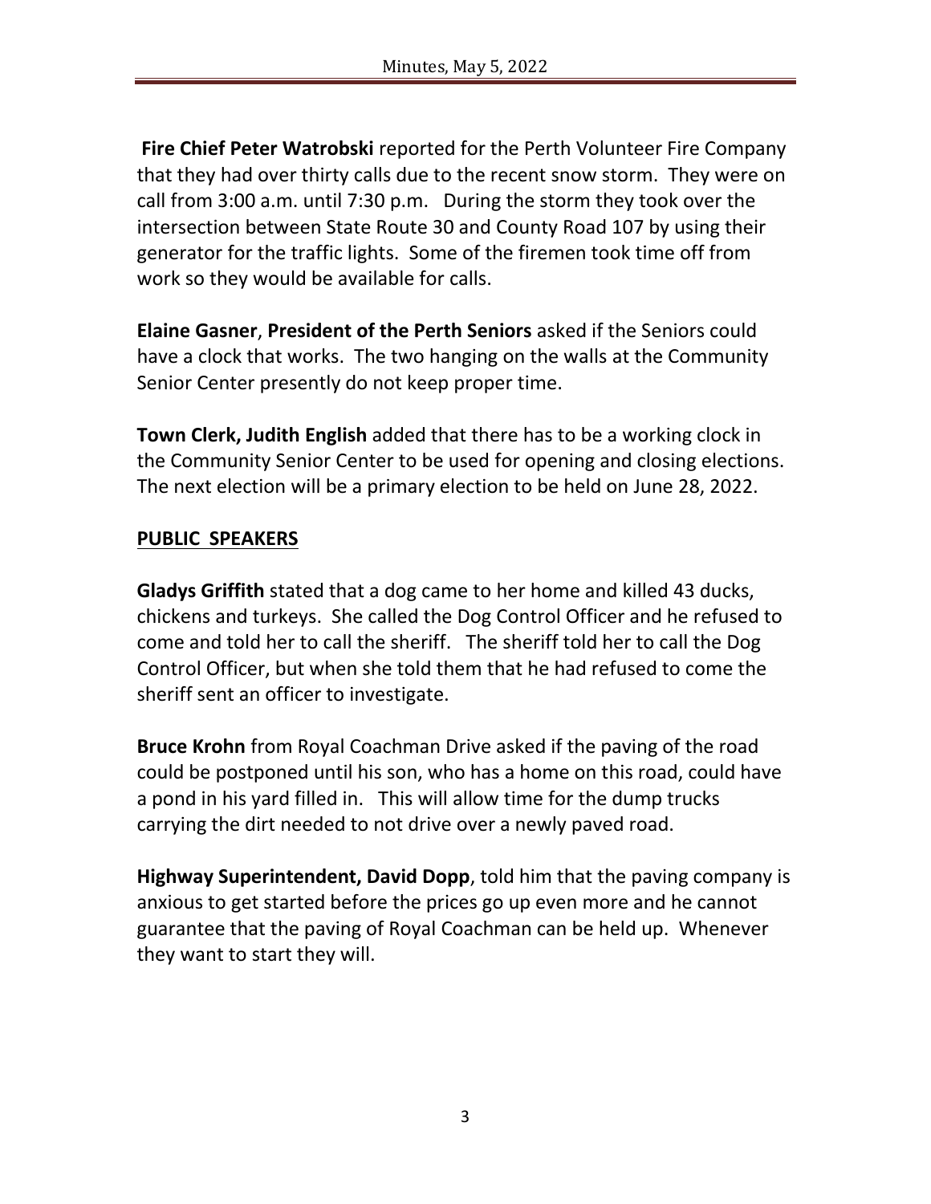**Fire Chief Peter Watrobski** reported for the Perth Volunteer Fire Company that they had over thirty calls due to the recent snow storm. They were on call from 3:00 a.m. until 7:30 p.m. During the storm they took over the intersection between State Route 30 and County Road 107 by using their generator for the traffic lights. Some of the firemen took time off from work so they would be available for calls.

**Elaine Gasner**, **President of the Perth Seniors** asked if the Seniors could have a clock that works. The two hanging on the walls at the Community Senior Center presently do not keep proper time.

**Town Clerk, Judith English** added that there has to be a working clock in the Community Senior Center to be used for opening and closing elections. The next election will be a primary election to be held on June 28, 2022.

## PUBLIC SPEAKERS

**Gladys Griffith** stated that a dog came to her home and killed 43 ducks, chickens and turkeys. She called the Dog Control Officer and he refused to come and told her to call the sheriff. The sheriff told her to call the Dog Control Officer, but when she told them that he had refused to come the sheriff sent an officer to investigate.

**Bruce Krohn** from Royal Coachman Drive asked if the paving of the road could be postponed until his son, who has a home on this road, could have a pond in his yard filled in. This will allow time for the dump trucks carrying the dirt needed to not drive over a newly paved road.

**Highway Superintendent, David Dopp**, told him that the paving company is anxious to get started before the prices go up even more and he cannot guarantee that the paving of Royal Coachman can be held up. Whenever they want to start they will.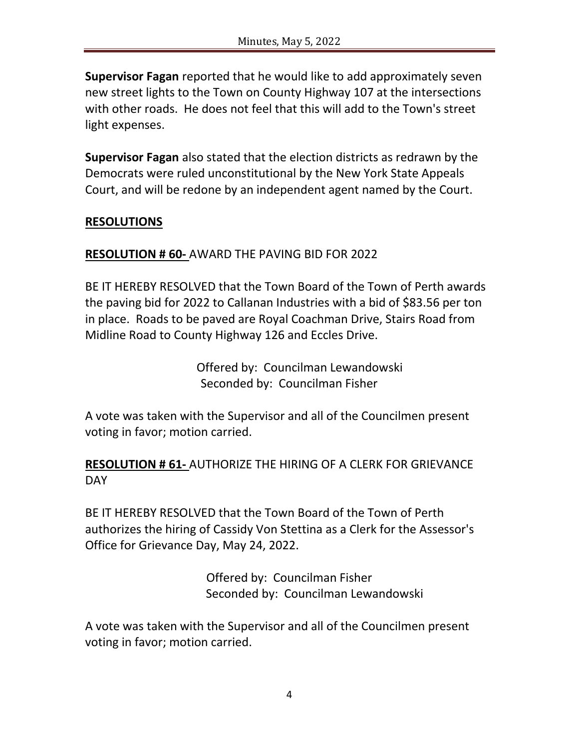**Supervisor Fagan** reported that he would like to add approximately seven new street lights to the Town on County Highway 107 at the intersections with other roads. He does not feel that this will add to the Town's street light expenses.

**Supervisor Fagan** also stated that the election districts as redrawn by the Democrats were ruled unconstitutional by the New York State Appeals Court, and will be redone by an independent agent named by the Court.

## RESOLUTIONS

**RESOLUTION # 60-** AWARD THE PAVING BID FOR 2022

BE IT HEREBY RESOLVED that the Town Board of the Town of Perth awards the paving bid for 2022 to Callanan Industries with a bid of $83.56 per ton in place. Roads to be paved are Royal Coachman Drive, Stairs Road from Midline Road to County Highway 126 and Eccles Drive.

Offered by: Councilman Lewandowski
Seconded by: Councilman Fisher

A vote was taken with the Supervisor and all of the Councilmen present voting in favor; motion carried.

**RESOLUTION # 61-** AUTHORIZE THE HIRING OF A CLERK FOR GRIEVANCE DAY

BE IT HEREBY RESOLVED that the Town Board of the Town of Perth authorizes the hiring of Cassidy Von Stettina as a Clerk for the Assessor's Office for Grievance Day, May 24, 2022.

Offered by: Councilman Fisher
Seconded by: Councilman Lewandowski

A vote was taken with the Supervisor and all of the Councilmen present voting in favor; motion carried.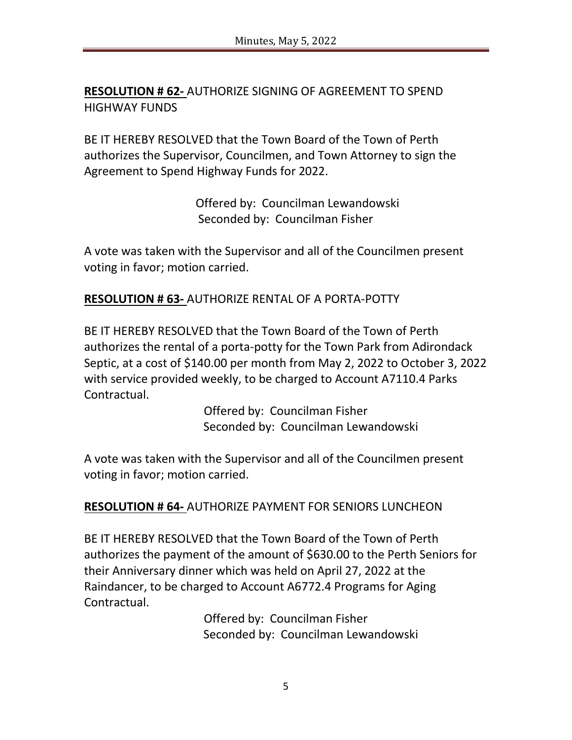**RESOLUTION # 62-** AUTHORIZE SIGNING OF AGREEMENT TO SPEND HIGHWAY FUNDS

BE IT HEREBY RESOLVED that the Town Board of the Town of Perth authorizes the Supervisor, Councilmen, and Town Attorney to sign the Agreement to Spend Highway Funds for 2022.

Offered by: Councilman Lewandowski
Seconded by: Councilman Fisher

A vote was taken with the Supervisor and all of the Councilmen present voting in favor; motion carried.

**RESOLUTION # 63-** AUTHORIZE RENTAL OF A PORTA-POTTY

BE IT HEREBY RESOLVED that the Town Board of the Town of Perth authorizes the rental of a porta-potty for the Town Park from Adirondack Septic, at a cost of $140.00 per month from May 2, 2022 to October 3, 2022 with service provided weekly, to be charged to Account A7110.4 Parks Contractual.

Offered by: Councilman Fisher
Seconded by: Councilman Lewandowski

A vote was taken with the Supervisor and all of the Councilmen present voting in favor; motion carried.

**RESOLUTION # 64-** AUTHORIZE PAYMENT FOR SENIORS LUNCHEON

BE IT HEREBY RESOLVED that the Town Board of the Town of Perth authorizes the payment of the amount of $630.00 to the Perth Seniors for their Anniversary dinner which was held on April 27, 2022 at the Raindancer, to be charged to Account A6772.4 Programs for Aging Contractual.

Offered by: Councilman Fisher
Seconded by: Councilman Lewandowski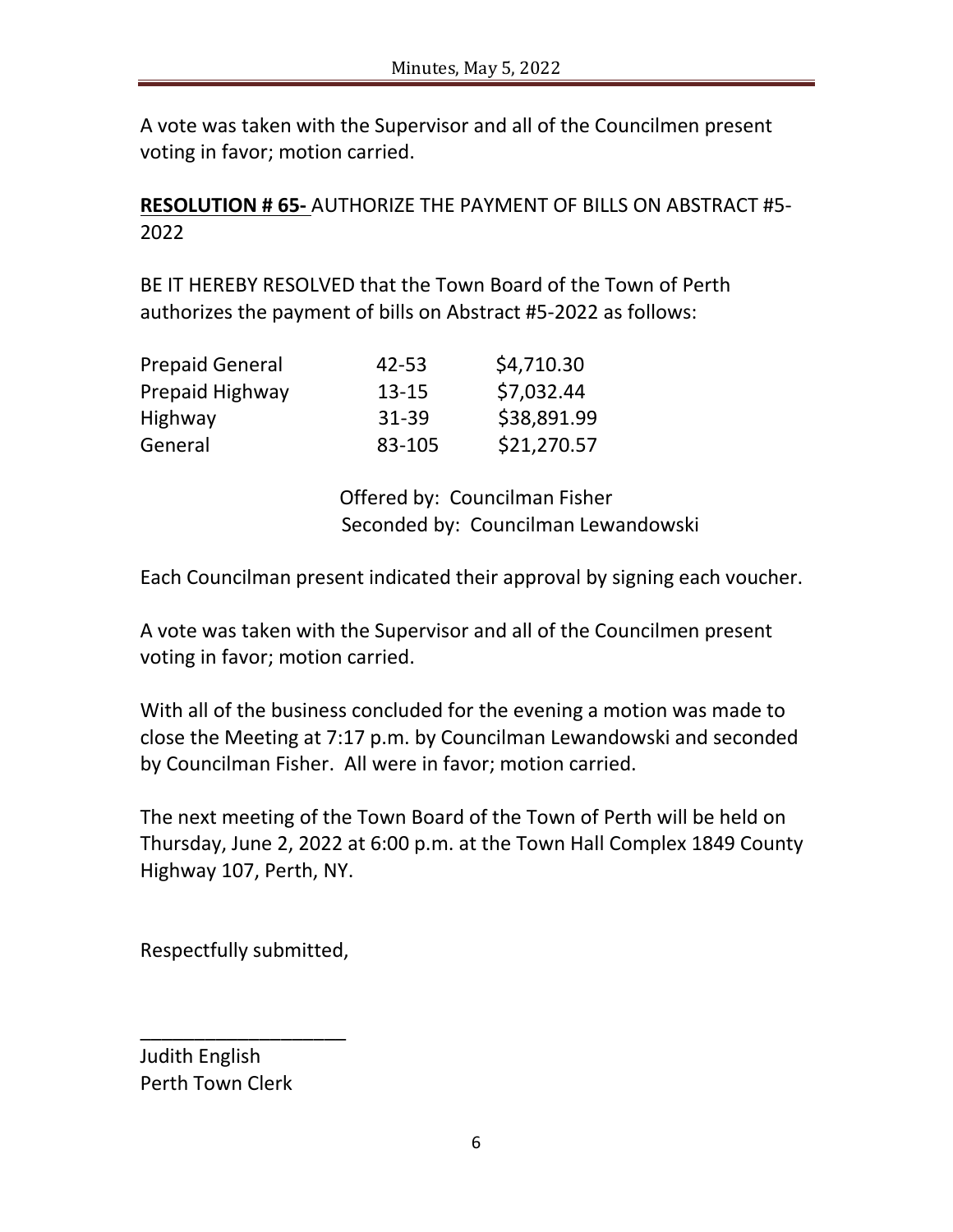A vote was taken with the Supervisor and all of the Councilmen present voting in favor; motion carried.

**RESOLUTION # 65-** AUTHORIZE THE PAYMENT OF BILLS ON ABSTRACT #5-2022

BE IT HEREBY RESOLVED that the Town Board of the Town of Perth authorizes the payment of bills on Abstract #5-2022 as follows:

| | | |
|---|---|---|
| Prepaid General | 42-53 | $4,710.30 |
| Prepaid Highway | 13-15 | $7,032.44 |
| Highway | 31-39 | $38,891.99 |
| General | 83-105 | $21,270.57 |

Offered by: Councilman Fisher
Seconded by: Councilman Lewandowski

Each Councilman present indicated their approval by signing each voucher.

A vote was taken with the Supervisor and all of the Councilmen present voting in favor; motion carried.

With all of the business concluded for the evening a motion was made to close the Meeting at 7:17 p.m. by Councilman Lewandowski and seconded by Councilman Fisher. All were in favor; motion carried.

The next meeting of the Town Board of the Town of Perth will be held on Thursday, June 2, 2022 at 6:00 p.m. at the Town Hall Complex 1849 County Highway 107, Perth, NY.

Respectfully submitted,

____________________

Judith English
Perth Town Clerk